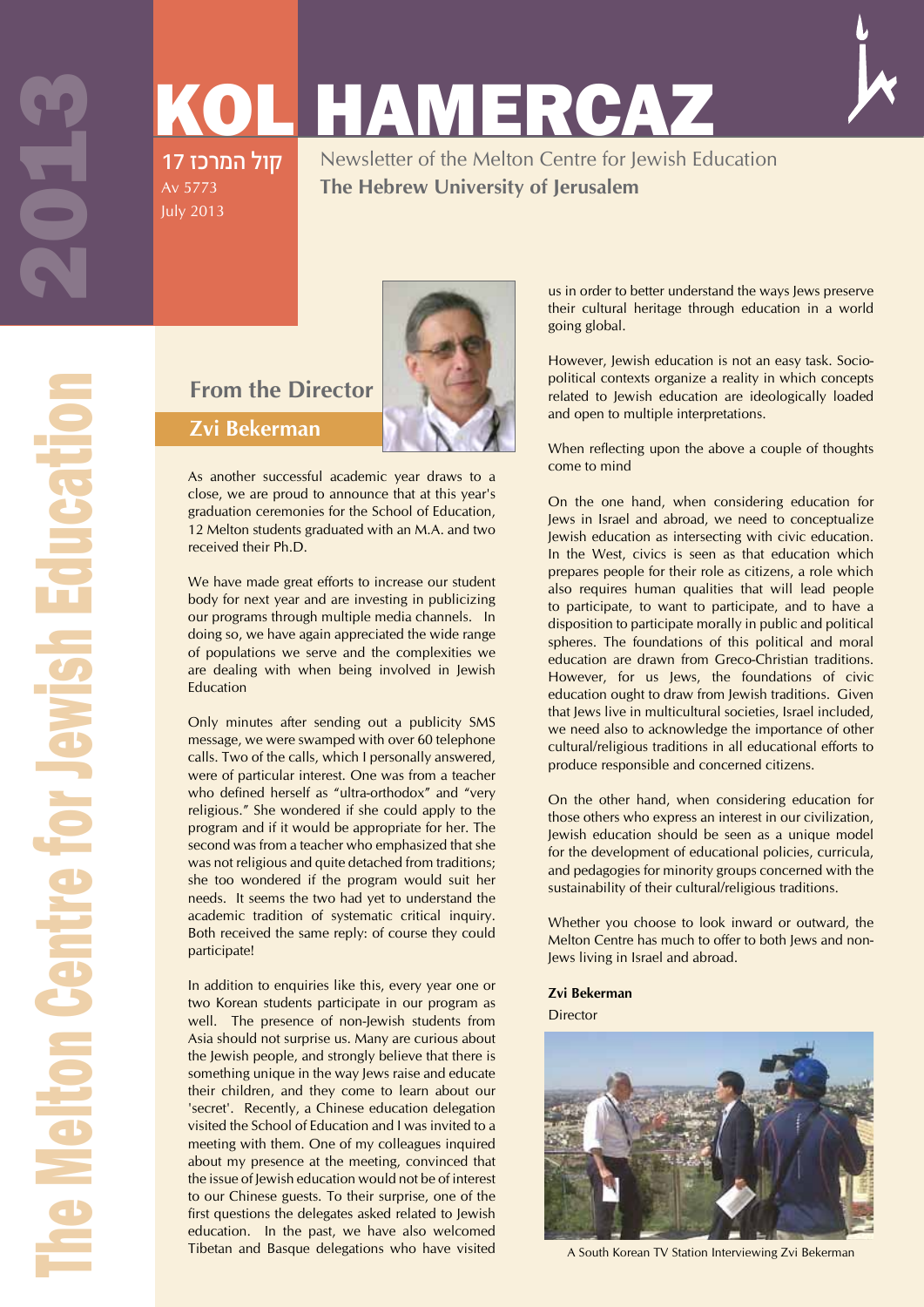# KOL HAMERCAZ

קול המרכז 17
Av 5773
July 2013

Newsletter of the Melton Centre for Jewish Education
**The Hebrew University of Jerusalem**

## From the Director

### Zvi Bekerman

As another successful academic year draws to a close, we are proud to announce that at this year's graduation ceremonies for the School of Education, 12 Melton students graduated with an M.A. and two received their Ph.D.

We have made great efforts to increase our student body for next year and are investing in publicizing our programs through multiple media channels. In doing so, we have again appreciated the wide range of populations we serve and the complexities we are dealing with when being involved in Jewish Education

Only minutes after sending out a publicity SMS message, we were swamped with over 60 telephone calls. Two of the calls, which I personally answered, were of particular interest. One was from a teacher who defined herself as "ultra-orthodox" and "very religious." She wondered if she could apply to the program and if it would be appropriate for her. The second was from a teacher who emphasized that she was not religious and quite detached from traditions; she too wondered if the program would suit her needs. It seems the two had yet to understand the academic tradition of systematic critical inquiry. Both received the same reply: of course they could participate!

In addition to enquiries like this, every year one or two Korean students participate in our program as well. The presence of non-Jewish students from Asia should not surprise us. Many are curious about the Jewish people, and strongly believe that there is something unique in the way Jews raise and educate their children, and they come to learn about our 'secret'. Recently, a Chinese education delegation visited the School of Education and I was invited to a meeting with them. One of my colleagues inquired about my presence at the meeting, convinced that the issue of Jewish education would not be of interest to our Chinese guests. To their surprise, one of the first questions the delegates asked related to Jewish education. In the past, we have also welcomed Tibetan and Basque delegations who have visited us in order to better understand the ways Jews preserve their cultural heritage through education in a world going global.

However, Jewish education is not an easy task. Socio-political contexts organize a reality in which concepts related to Jewish education are ideologically loaded and open to multiple interpretations.

When reflecting upon the above a couple of thoughts come to mind

On the one hand, when considering education for Jews in Israel and abroad, we need to conceptualize Jewish education as intersecting with civic education. In the West, civics is seen as that education which prepares people for their role as citizens, a role which also requires human qualities that will lead people to participate, to want to participate, and to have a disposition to participate morally in public and political spheres. The foundations of this political and moral education are drawn from Greco-Christian traditions. However, for us Jews, the foundations of civic education ought to draw from Jewish traditions. Given that Jews live in multicultural societies, Israel included, we need also to acknowledge the importance of other cultural/religious traditions in all educational efforts to produce responsible and concerned citizens.

On the other hand, when considering education for those others who express an interest in our civilization, Jewish education should be seen as a unique model for the development of educational policies, curricula, and pedagogies for minority groups concerned with the sustainability of their cultural/religious traditions.

Whether you choose to look inward or outward, the Melton Centre has much to offer to both Jews and non-Jews living in Israel and abroad.

**Zvi Bekerman**
Director

A South Korean TV Station Interviewing Zvi Bekerman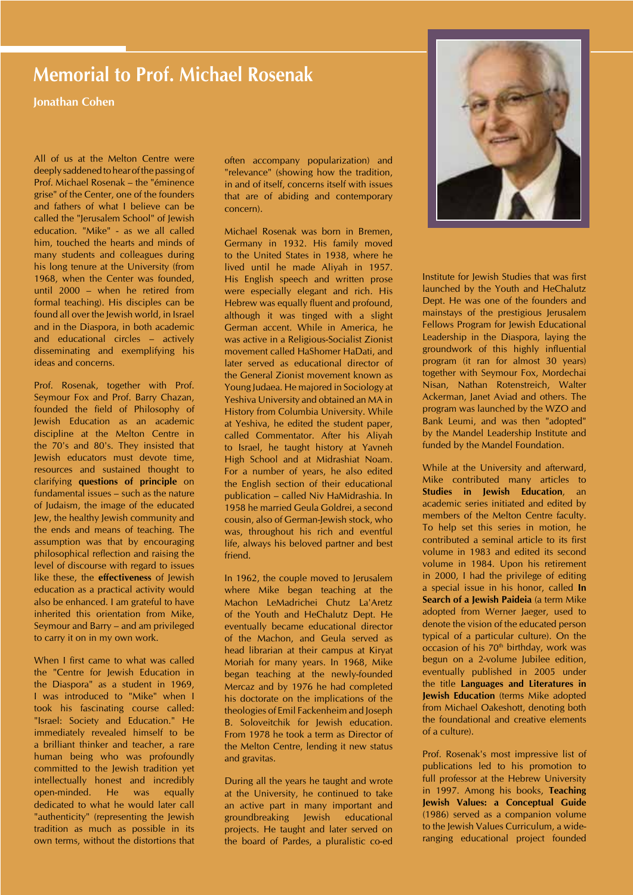# Memorial to Prof. Michael Rosenak

**Jonathan Cohen**

All of us at the Melton Centre were deeply saddened to hear of the passing of Prof. Michael Rosenak – the "éminence grise" of the Center, one of the founders and fathers of what I believe can be called the "Jerusalem School" of Jewish education. "Mike" - as we all called him, touched the hearts and minds of many students and colleagues during his long tenure at the University (from 1968, when the Center was founded, until 2000 – when he retired from formal teaching). His disciples can be found all over the Jewish world, in Israel and in the Diaspora, in both academic and educational circles – actively disseminating and exemplifying his ideas and concerns.

Prof. Rosenak, together with Prof. Seymour Fox and Prof. Barry Chazan, founded the field of Philosophy of Jewish Education as an academic discipline at the Melton Centre in the 70's and 80's. They insisted that Jewish educators must devote time, resources and sustained thought to clarifying **questions of principle** on fundamental issues – such as the nature of Judaism, the image of the educated Jew, the healthy Jewish community and the ends and means of teaching. The assumption was that by encouraging philosophical reflection and raising the level of discourse with regard to issues like these, the **effectiveness** of Jewish education as a practical activity would also be enhanced. I am grateful to have inherited this orientation from Mike, Seymour and Barry – and am privileged to carry it on in my own work.

When I first came to what was called the "Centre for Jewish Education in the Diaspora" as a student in 1969, I was introduced to "Mike" when I took his fascinating course called: "Israel: Society and Education." He immediately revealed himself to be a brilliant thinker and teacher, a rare human being who was profoundly committed to the Jewish tradition yet intellectually honest and incredibly open-minded. He was equally dedicated to what he would later call "authenticity" (representing the Jewish tradition as much as possible in its own terms, without the distortions that often accompany popularization) and "relevance" (showing how the tradition, in and of itself, concerns itself with issues that are of abiding and contemporary concern).

Michael Rosenak was born in Bremen, Germany in 1932. His family moved to the United States in 1938, where he lived until he made Aliyah in 1957. His English speech and written prose were especially elegant and rich. His Hebrew was equally fluent and profound, although it was tinged with a slight German accent. While in America, he was active in a Religious-Socialist Zionist movement called HaShomer HaDati, and later served as educational director of the General Zionist movement known as Young Judaea. He majored in Sociology at Yeshiva University and obtained an MA in History from Columbia University. While at Yeshiva, he edited the student paper, called Commentator. After his Aliyah to Israel, he taught history at Yavneh High School and at Midrashiat Noam. For a number of years, he also edited the English section of their educational publication – called Niv HaMidrashia. In 1958 he married Geula Goldrei, a second cousin, also of German-Jewish stock, who was, throughout his rich and eventful life, always his beloved partner and best friend.

In 1962, the couple moved to Jerusalem where Mike began teaching at the Machon LeMadrichei Chutz La'Aretz of the Youth and HeChalutz Dept. He eventually became educational director of the Machon, and Geula served as head librarian at their campus at Kiryat Moriah for many years. In 1968, Mike began teaching at the newly-founded Mercaz and by 1976 he had completed his doctorate on the implications of the theologies of Emil Fackenheim and Joseph B. Soloveitchik for Jewish education. From 1978 he took a term as Director of the Melton Centre, lending it new status and gravitas.

During all the years he taught and wrote at the University, he continued to take an active part in many important and groundbreaking Jewish educational projects. He taught and later served on the board of Pardes, a pluralistic co-ed Institute for Jewish Studies that was first launched by the Youth and HeChalutz Dept. He was one of the founders and mainstays of the prestigious Jerusalem Fellows Program for Jewish Educational Leadership in the Diaspora, laying the groundwork of this highly influential program (it ran for almost 30 years) together with Seymour Fox, Mordechai Nisan, Nathan Rotenstreich, Walter Ackerman, Janet Aviad and others. The program was launched by the WZO and Bank Leumi, and was then "adopted" by the Mandel Leadership Institute and funded by the Mandel Foundation.

While at the University and afterward, Mike contributed many articles to **Studies in Jewish Education**, an academic series initiated and edited by members of the Melton Centre faculty. To help set this series in motion, he contributed a seminal article to its first volume in 1983 and edited its second volume in 1984. Upon his retirement in 2000, I had the privilege of editing a special issue in his honor, called **In Search of a Jewish Paideia** (a term Mike adopted from Werner Jaeger, used to denote the vision of the educated person typical of a particular culture). On the occasion of his 70th birthday, work was begun on a 2-volume Jubilee edition, eventually published in 2005 under the title **Languages and Literatures in Jewish Education** (terms Mike adopted from Michael Oakeshott, denoting both the foundational and creative elements of a culture).

Prof. Rosenak's most impressive list of publications led to his promotion to full professor at the Hebrew University in 1997. Among his books, **Teaching Jewish Values: a Conceptual Guide** (1986) served as a companion volume to the Jewish Values Curriculum, a wide-ranging educational project founded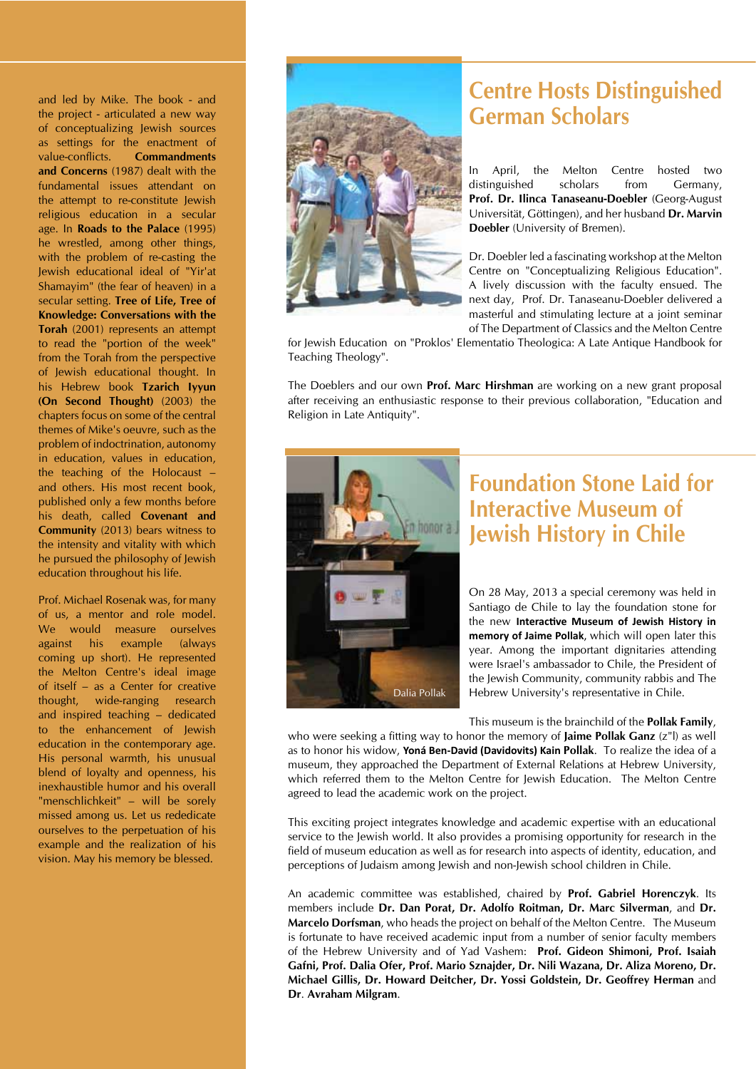and led by Mike. The book - and the project - articulated a new way of conceptualizing Jewish sources as settings for the enactment of value-conflicts. **Commandments and Concerns** (1987) dealt with the fundamental issues attendant on the attempt to re-constitute Jewish religious education in a secular age. In **Roads to the Palace** (1995) he wrestled, among other things, with the problem of re-casting the Jewish educational ideal of "Yir'at Shamayim" (the fear of heaven) in a secular setting. **Tree of Life, Tree of Knowledge: Conversations with the Torah** (2001) represents an attempt to read the "portion of the week" from the Torah from the perspective of Jewish educational thought. In his Hebrew book **Tzarich Iyyun (On Second Thought)** (2003) the chapters focus on some of the central themes of Mike's oeuvre, such as the problem of indoctrination, autonomy in education, values in education, the teaching of the Holocaust – and others. His most recent book, published only a few months before his death, called **Covenant and Community** (2013) bears witness to the intensity and vitality with which he pursued the philosophy of Jewish education throughout his life.

Prof. Michael Rosenak was, for many of us, a mentor and role model. We would measure ourselves against his example (always coming up short). He represented the Melton Centre's ideal image of itself – as a Center for creative thought, wide-ranging research and inspired teaching – dedicated to the enhancement of Jewish education in the contemporary age. His personal warmth, his unusual blend of loyalty and openness, his inexhaustible humor and his overall "menschlichkeit" – will be sorely missed among us. Let us rededicate ourselves to the perpetuation of his example and the realization of his vision. May his memory be blessed.

## Centre Hosts Distinguished German Scholars

In April, the Melton Centre hosted two distinguished scholars from Germany, **Prof. Dr. Ilinca Tanaseanu-Doebler** (Georg-August Universität, Göttingen), and her husband **Dr. Marvin Doebler** (University of Bremen).

Dr. Doebler led a fascinating workshop at the Melton Centre on "Conceptualizing Religious Education". A lively discussion with the faculty ensued. The next day, Prof. Dr. Tanaseanu-Doebler delivered a masterful and stimulating lecture at a joint seminar of The Department of Classics and the Melton Centre for Jewish Education on "Proklos' Elementatio Theologica: A Late Antique Handbook for Teaching Theology".

The Doeblers and our own **Prof. Marc Hirshman** are working on a new grant proposal after receiving an enthusiastic response to their previous collaboration, "Education and Religion in Late Antiquity".

## Foundation Stone Laid for Interactive Museum of Jewish History in Chile

Dalia Pollak

On 28 May, 2013 a special ceremony was held in Santiago de Chile to lay the foundation stone for the new **Interactive Museum of Jewish History in memory of Jaime Pollak**, which will open later this year. Among the important dignitaries attending were Israel's ambassador to Chile, the President of the Jewish Community, community rabbis and The Hebrew University's representative in Chile.

This museum is the brainchild of the **Pollak Family**, who were seeking a fitting way to honor the memory of **Jaime Pollak Ganz** (z"l) as well as to honor his widow, **Yoná Ben-David (Davidovits) Kain Pollak**. To realize the idea of a museum, they approached the Department of External Relations at Hebrew University, which referred them to the Melton Centre for Jewish Education. The Melton Centre agreed to lead the academic work on the project.

This exciting project integrates knowledge and academic expertise with an educational service to the Jewish world. It also provides a promising opportunity for research in the field of museum education as well as for research into aspects of identity, education, and perceptions of Judaism among Jewish and non-Jewish school children in Chile.

An academic committee was established, chaired by **Prof. Gabriel Horenczyk**. Its members include **Dr. Dan Porat, Dr. Adolfo Roitman, Dr. Marc Silverman**, and **Dr. Marcelo Dorfsman**, who heads the project on behalf of the Melton Centre. The Museum is fortunate to have received academic input from a number of senior faculty members of the Hebrew University and of Yad Vashem: **Prof. Gideon Shimoni, Prof. Isaiah Gafni, Prof. Dalia Ofer, Prof. Mario Sznajder, Dr. Nili Wazana, Dr. Aliza Moreno, Dr. Michael Gillis, Dr. Howard Deitcher, Dr. Yossi Goldstein, Dr. Geoffrey Herman** and **Dr**. **Avraham Milgram**.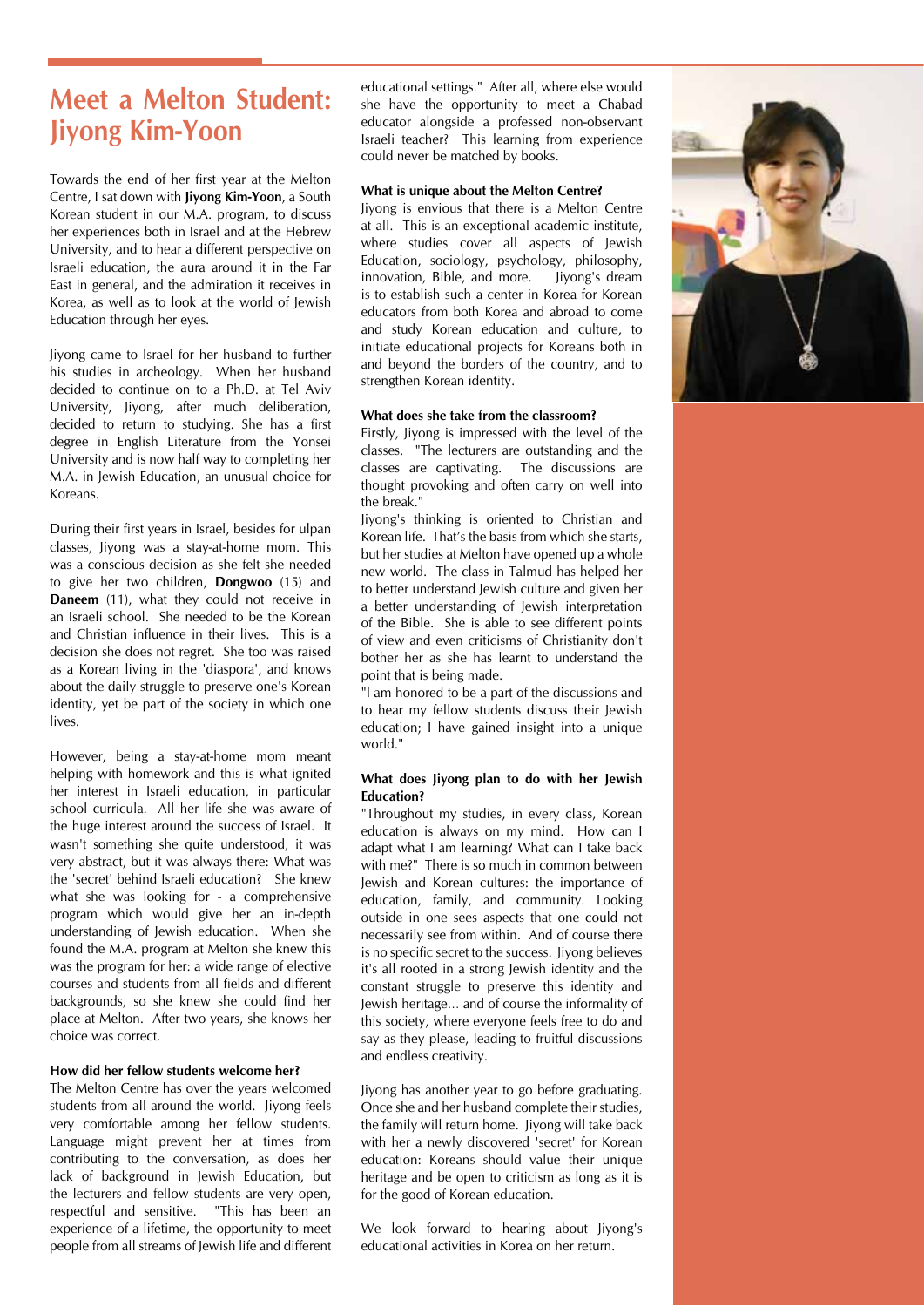# Meet a Melton Student: Jiyong Kim-Yoon

Towards the end of her first year at the Melton Centre, I sat down with **Jiyong Kim-Yoon**, a South Korean student in our M.A. program, to discuss her experiences both in Israel and at the Hebrew University, and to hear a different perspective on Israeli education, the aura around it in the Far East in general, and the admiration it receives in Korea, as well as to look at the world of Jewish Education through her eyes.

Jiyong came to Israel for her husband to further his studies in archeology. When her husband decided to continue on to a Ph.D. at Tel Aviv University, Jiyong, after much deliberation, decided to return to studying. She has a first degree in English Literature from the Yonsei University and is now half way to completing her M.A. in Jewish Education, an unusual choice for Koreans.

During their first years in Israel, besides for ulpan classes, Jiyong was a stay-at-home mom. This was a conscious decision as she felt she needed to give her two children, **Dongwoo** (15) and **Daneem** (11), what they could not receive in an Israeli school. She needed to be the Korean and Christian influence in their lives. This is a decision she does not regret. She too was raised as a Korean living in the 'diaspora', and knows about the daily struggle to preserve one's Korean identity, yet be part of the society in which one lives.

However, being a stay-at-home mom meant helping with homework and this is what ignited her interest in Israeli education, in particular school curricula. All her life she was aware of the huge interest around the success of Israel. It wasn't something she quite understood, it was very abstract, but it was always there: What was the 'secret' behind Israeli education? She knew what she was looking for - a comprehensive program which would give her an in-depth understanding of Jewish education. When she found the M.A. program at Melton she knew this was the program for her: a wide range of elective courses and students from all fields and different backgrounds, so she knew she could find her place at Melton. After two years, she knows her choice was correct.

**How did her fellow students welcome her?**

The Melton Centre has over the years welcomed students from all around the world. Jiyong feels very comfortable among her fellow students. Language might prevent her at times from contributing to the conversation, as does her lack of background in Jewish Education, but the lecturers and fellow students are very open, respectful and sensitive. "This has been an experience of a lifetime, the opportunity to meet people from all streams of Jewish life and different educational settings." After all, where else would she have the opportunity to meet a Chabad educator alongside a professed non-observant Israeli teacher? This learning from experience could never be matched by books.

**What is unique about the Melton Centre?**

Jiyong is envious that there is a Melton Centre at all. This is an exceptional academic institute, where studies cover all aspects of Jewish Education, sociology, psychology, philosophy, innovation, Bible, and more. Jiyong's dream is to establish such a center in Korea for Korean educators from both Korea and abroad to come and study Korean education and culture, to initiate educational projects for Koreans both in and beyond the borders of the country, and to strengthen Korean identity.

**What does she take from the classroom?**

Firstly, Jiyong is impressed with the level of the classes. "The lecturers are outstanding and the classes are captivating. The discussions are thought provoking and often carry on well into the break."

Jiyong's thinking is oriented to Christian and Korean life. That's the basis from which she starts, but her studies at Melton have opened up a whole new world. The class in Talmud has helped her to better understand Jewish culture and given her a better understanding of Jewish interpretation of the Bible. She is able to see different points of view and even criticisms of Christianity don't bother her as she has learnt to understand the point that is being made.

"I am honored to be a part of the discussions and to hear my fellow students discuss their Jewish education; I have gained insight into a unique world."

**What does Jiyong plan to do with her Jewish Education?**

"Throughout my studies, in every class, Korean education is always on my mind. How can I adapt what I am learning? What can I take back with me?" There is so much in common between Jewish and Korean cultures: the importance of education, family, and community. Looking outside in one sees aspects that one could not necessarily see from within. And of course there is no specific secret to the success. Jiyong believes it's all rooted in a strong Jewish identity and the constant struggle to preserve this identity and Jewish heritage... and of course the informality of this society, where everyone feels free to do and say as they please, leading to fruitful discussions and endless creativity.

Jiyong has another year to go before graduating. Once she and her husband complete their studies, the family will return home. Jiyong will take back with her a newly discovered 'secret' for Korean education: Koreans should value their unique heritage and be open to criticism as long as it is for the good of Korean education.

We look forward to hearing about Jiyong's educational activities in Korea on her return.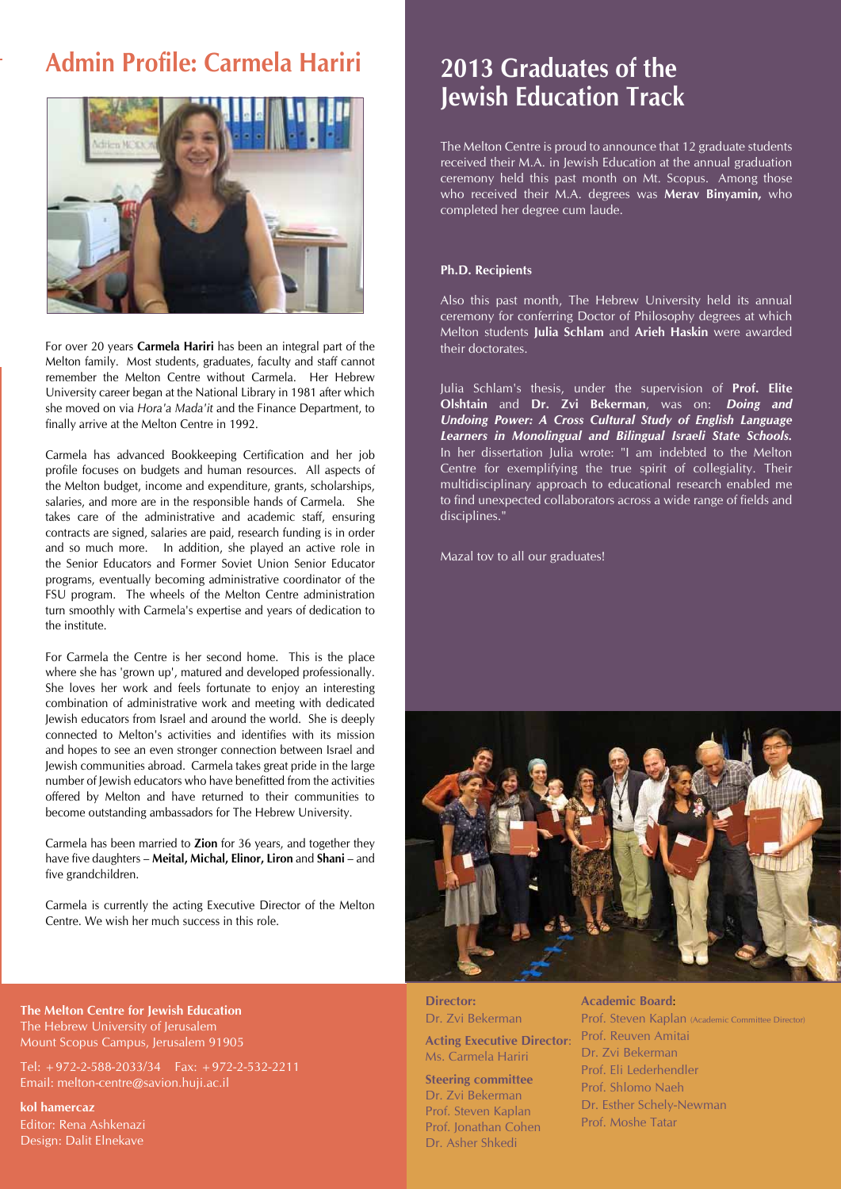## Admin Profile: Carmela Hariri

For over 20 years **Carmela Hariri** has been an integral part of the Melton family. Most students, graduates, faculty and staff cannot remember the Melton Centre without Carmela. Her Hebrew University career began at the National Library in 1981 after which she moved on via *Hora'a Mada'it* and the Finance Department, to finally arrive at the Melton Centre in 1992.

Carmela has advanced Bookkeeping Certification and her job profile focuses on budgets and human resources. All aspects of the Melton budget, income and expenditure, grants, scholarships, salaries, and more are in the responsible hands of Carmela. She takes care of the administrative and academic staff, ensuring contracts are signed, salaries are paid, research funding is in order and so much more. In addition, she played an active role in the Senior Educators and Former Soviet Union Senior Educator programs, eventually becoming administrative coordinator of the FSU program. The wheels of the Melton Centre administration turn smoothly with Carmela's expertise and years of dedication to the institute.

For Carmela the Centre is her second home. This is the place where she has 'grown up', matured and developed professionally. She loves her work and feels fortunate to enjoy an interesting combination of administrative work and meeting with dedicated Jewish educators from Israel and around the world. She is deeply connected to Melton's activities and identifies with its mission and hopes to see an even stronger connection between Israel and Jewish communities abroad. Carmela takes great pride in the large number of Jewish educators who have benefitted from the activities offered by Melton and have returned to their communities to become outstanding ambassadors for The Hebrew University.

Carmela has been married to **Zion** for 36 years, and together they have five daughters – **Meital, Michal, Elinor, Liron** and **Shani** – and five grandchildren.

Carmela is currently the acting Executive Director of the Melton Centre. We wish her much success in this role.

## 2013 Graduates of the Jewish Education Track

The Melton Centre is proud to announce that 12 graduate students received their M.A. in Jewish Education at the annual graduation ceremony held this past month on Mt. Scopus. Among those who received their M.A. degrees was **Merav Binyamin,** who completed her degree cum laude.

**Ph.D. Recipients**

Also this past month, The Hebrew University held its annual ceremony for conferring Doctor of Philosophy degrees at which Melton students **Julia Schlam** and **Arieh Haskin** were awarded their doctorates.

Julia Schlam's thesis, under the supervision of **Prof. Elite Olshtain** and **Dr. Zvi Bekerman**, was on: ***Doing and Undoing Power: A Cross Cultural Study of English Language Learners in Monolingual and Bilingual Israeli State Schools.*** In her dissertation Julia wrote: "I am indebted to the Melton Centre for exemplifying the true spirit of collegiality. Their multidisciplinary approach to educational research enabled me to find unexpected collaborators across a wide range of fields and disciplines."

Mazal tov to all our graduates!

---

**The Melton Centre for Jewish Education**
The Hebrew University of Jerusalem
Mount Scopus Campus, Jerusalem 91905

Tel: +972-2-588-2033/34 Fax: +972-2-532-2211
Email: melton-centre@savion.huji.ac.il

**kol hamercaz**
Editor: Rena Ashkenazi
Design: Dalit Elnekave

**Director:**
Dr. Zvi Bekerman

**Acting Executive Director**:
Ms. Carmela Hariri

**Steering committee**
Dr. Zvi Bekerman
Prof. Steven Kaplan
Prof. Jonathan Cohen
Dr. Asher Shkedi

**Academic Board**:
Prof. Steven Kaplan (Academic Committee Director)
Prof. Reuven Amitai
Dr. Zvi Bekerman
Prof. Eli Lederhendler
Prof. Shlomo Naeh
Dr. Esther Schely-Newman
Prof. Moshe Tatar